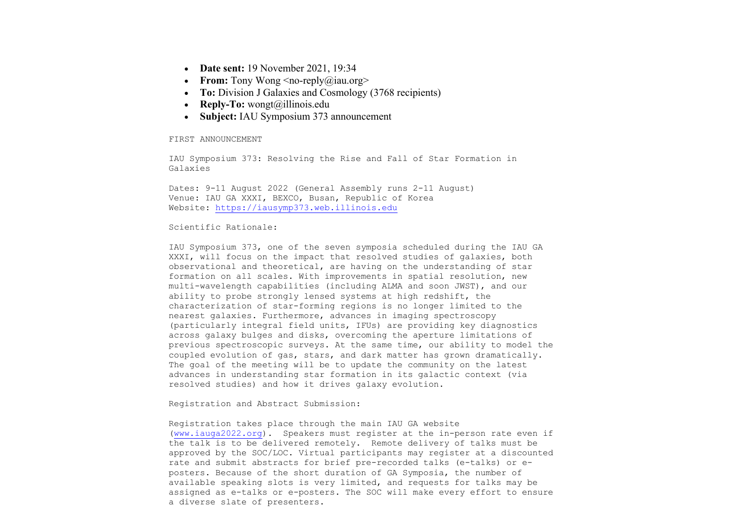- **Date sent:** 19 November 2021, 19:34
- **From:** Tony Wong <no-reply@iau.org>
- **To:** Division J Galaxies and Cosmology (3768 recipients)
- **Reply-To:** wongt@illinois.edu
- **Subject:** IAU Symposium 373 announcement

FIRST ANNOUNCEMENT

IAU Symposium 373: Resolving the Rise and Fall of Star Formation in Galaxies

Dates: 9-11 August 2022 (General Assembly runs 2-11 August)
Venue: IAU GA XXXI, BEXCO, Busan, Republic of Korea
Website: https://iausymp373.web.illinois.edu

Scientific Rationale:

IAU Symposium 373, one of the seven symposia scheduled during the IAU GA XXXI, will focus on the impact that resolved studies of galaxies, both observational and theoretical, are having on the understanding of star formation on all scales. With improvements in spatial resolution, new multi-wavelength capabilities (including ALMA and soon JWST), and our ability to probe strongly lensed systems at high redshift, the characterization of star-forming regions is no longer limited to the nearest galaxies. Furthermore, advances in imaging spectroscopy (particularly integral field units, IFUs) are providing key diagnostics across galaxy bulges and disks, overcoming the aperture limitations of previous spectroscopic surveys. At the same time, our ability to model the coupled evolution of gas, stars, and dark matter has grown dramatically. The goal of the meeting will be to update the community on the latest advances in understanding star formation in its galactic context (via resolved studies) and how it drives galaxy evolution.

Registration and Abstract Submission:

Registration takes place through the main IAU GA website (www.iauga2022.org). Speakers must register at the in-person rate even if the talk is to be delivered remotely. Remote delivery of talks must be approved by the SOC/LOC. Virtual participants may register at a discounted rate and submit abstracts for brief pre-recorded talks (e-talks) or e-posters. Because of the short duration of GA Symposia, the number of available speaking slots is very limited, and requests for talks may be assigned as e-talks or e-posters. The SOC will make every effort to ensure a diverse slate of presenters.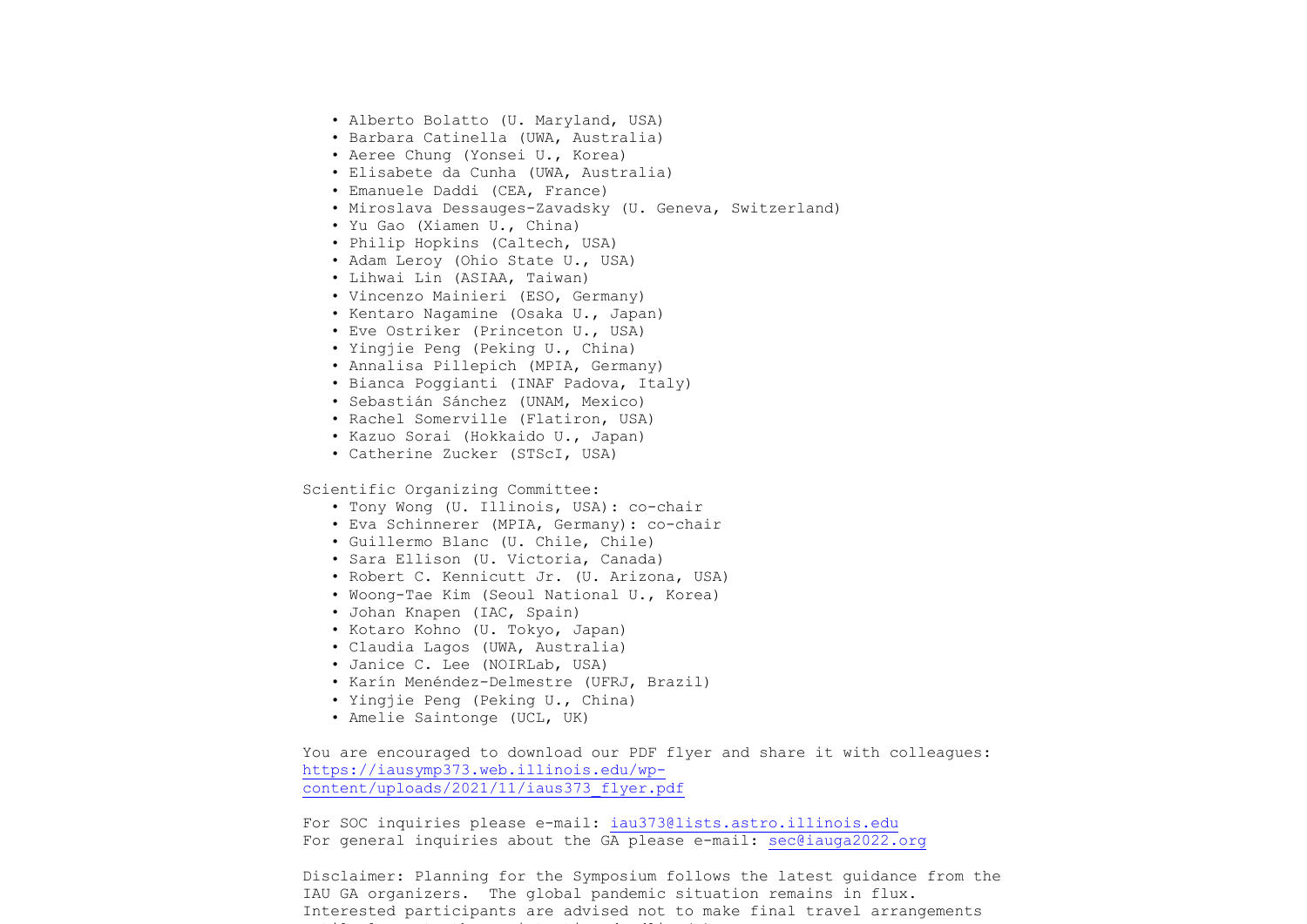- Alberto Bolatto (U. Maryland, USA)
- Barbara Catinella (UWA, Australia)
- Aeree Chung (Yonsei U., Korea)
- Elisabete da Cunha (UWA, Australia)
- Emanuele Daddi (CEA, France)
- Miroslava Dessauges-Zavadsky (U. Geneva, Switzerland)
- Yu Gao (Xiamen U., China)
- Philip Hopkins (Caltech, USA)
- Adam Leroy (Ohio State U., USA)
- Lihwai Lin (ASIAA, Taiwan)
- Vincenzo Mainieri (ESO, Germany)
- Kentaro Nagamine (Osaka U., Japan)
- Eve Ostriker (Princeton U., USA)
- Yingjie Peng (Peking U., China)
- Annalisa Pillepich (MPIA, Germany)
- Bianca Poggianti (INAF Padova, Italy)
- Sebastián Sánchez (UNAM, Mexico)
- Rachel Somerville (Flatiron, USA)
- Kazuo Sorai (Hokkaido U., Japan)
- Catherine Zucker (STScI, USA)

Scientific Organizing Committee:

- Tony Wong (U. Illinois, USA): co-chair
- Eva Schinnerer (MPIA, Germany): co-chair
- Guillermo Blanc (U. Chile, Chile)
- Sara Ellison (U. Victoria, Canada)
- Robert C. Kennicutt Jr. (U. Arizona, USA)
- Woong-Tae Kim (Seoul National U., Korea)
- Johan Knapen (IAC, Spain)
- Kotaro Kohno (U. Tokyo, Japan)
- Claudia Lagos (UWA, Australia)
- Janice C. Lee (NOIRLab, USA)
- Karín Menéndez-Delmestre (UFRJ, Brazil)
- Yingjie Peng (Peking U., China)
- Amelie Saintonge (UCL, UK)

You are encouraged to download our PDF flyer and share it with colleagues:
https://iausymp373.web.illinois.edu/wp-content/uploads/2021/11/iaus373_flyer.pdf

For SOC inquiries please e-mail: iau373@lists.astro.illinois.edu
For general inquiries about the GA please e-mail: sec@iauga2022.org

Disclaimer: Planning for the Symposium follows the latest guidance from the IAU GA organizers. The global pandemic situation remains in flux. Interested participants are advised not to make final travel arrangements